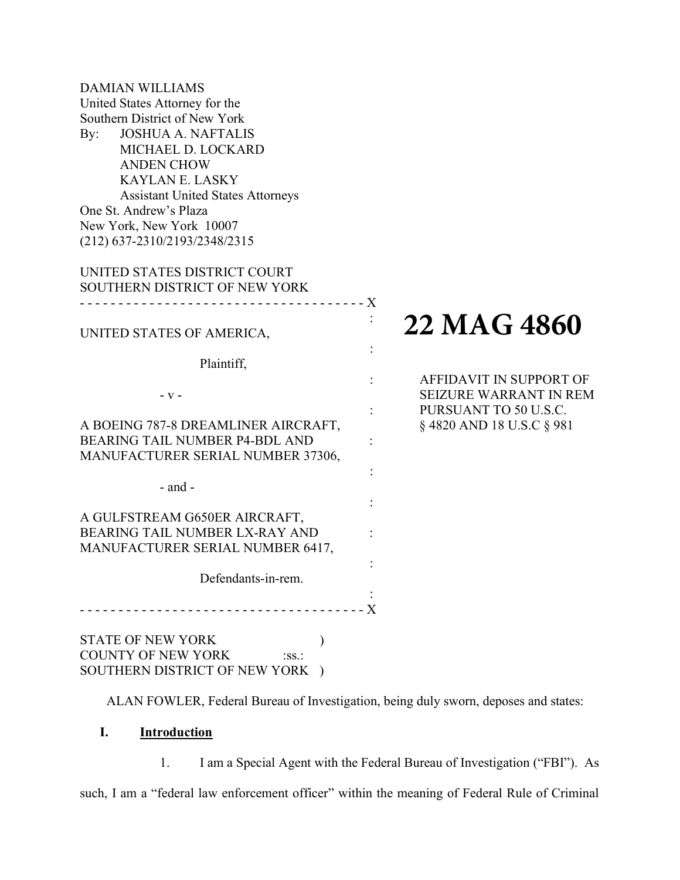DAMIAN WILLIAMS
United States Attorney for the
Southern District of New York
By: JOSHUA A. NAFTALIS
MICHAEL D. LOCKARD
ANDEN CHOW
KAYLAN E. LASKY
Assistant United States Attorneys
One St. Andrew's Plaza
New York, New York 10007
(212) 637-2310/2193/2348/2315

UNITED STATES DISTRICT COURT
SOUTHERN DISTRICT OF NEW YORK

- - - - - - - - - - - - - - - - - - - - - - - - - - - - - - - - - - - - - X

UNITED STATES OF AMERICA,

Plaintiff,

- v -

A BOEING 787-8 DREAMLINER AIRCRAFT, BEARING TAIL NUMBER P4-BDL AND MANUFACTURER SERIAL NUMBER 37306,

- and -

A GULFSTREAM G650ER AIRCRAFT, BEARING TAIL NUMBER LX-RAY AND MANUFACTURER SERIAL NUMBER 6417,

Defendants-in-rem.

- - - - - - - - - - - - - - - - - - - - - - - - - - - - - - - - - - - - - X

# 22 MAG 4860

AFFIDAVIT IN SUPPORT OF SEIZURE WARRANT IN REM PURSUANT TO 50 U.S.C. § 4820 AND 18 U.S.C § 981

STATE OF NEW YORK )
COUNTY OF NEW YORK :ss.:
SOUTHERN DISTRICT OF NEW YORK )

ALAN FOWLER, Federal Bureau of Investigation, being duly sworn, deposes and states:

## I. Introduction

1. I am a Special Agent with the Federal Bureau of Investigation ("FBI"). As such, I am a "federal law enforcement officer" within the meaning of Federal Rule of Criminal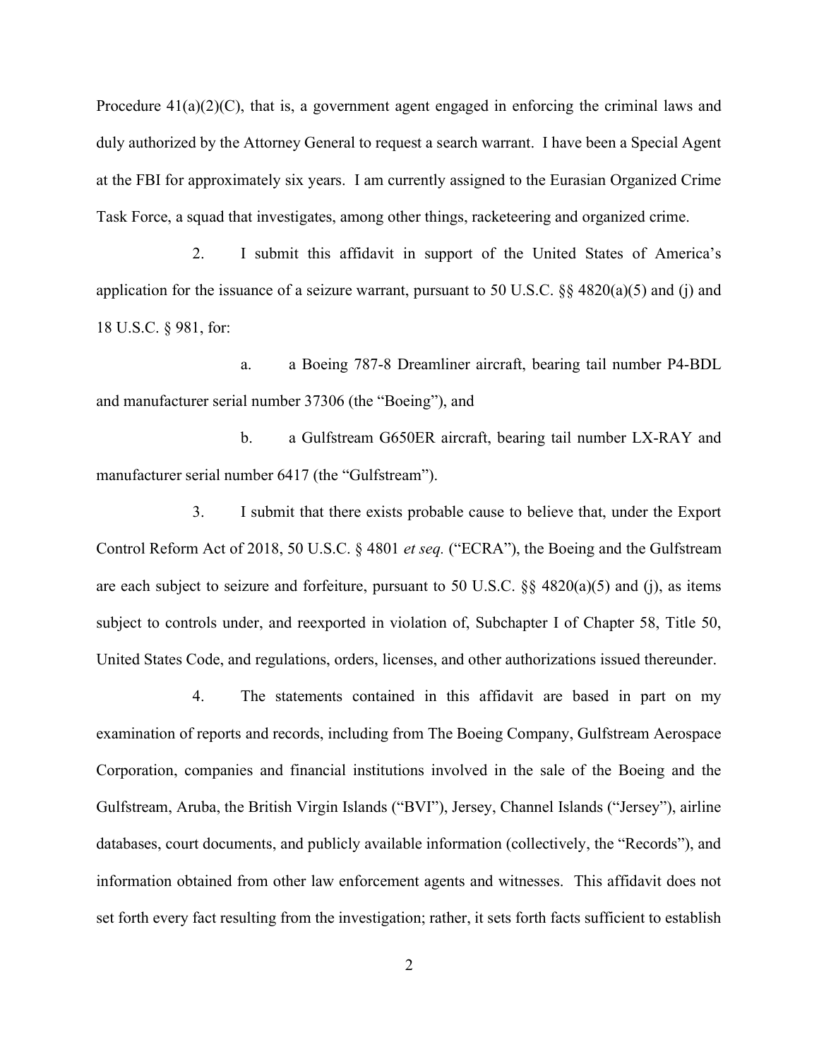Procedure 41(a)(2)(C), that is, a government agent engaged in enforcing the criminal laws and duly authorized by the Attorney General to request a search warrant. I have been a Special Agent at the FBI for approximately six years. I am currently assigned to the Eurasian Organized Crime Task Force, a squad that investigates, among other things, racketeering and organized crime.

2. I submit this affidavit in support of the United States of America's application for the issuance of a seizure warrant, pursuant to 50 U.S.C. §§ 4820(a)(5) and (j) and 18 U.S.C. § 981, for:

a. a Boeing 787-8 Dreamliner aircraft, bearing tail number P4-BDL and manufacturer serial number 37306 (the "Boeing"), and

b. a Gulfstream G650ER aircraft, bearing tail number LX-RAY and manufacturer serial number 6417 (the "Gulfstream").

3. I submit that there exists probable cause to believe that, under the Export Control Reform Act of 2018, 50 U.S.C. § 4801 *et seq.* ("ECRA"), the Boeing and the Gulfstream are each subject to seizure and forfeiture, pursuant to 50 U.S.C. §§ 4820(a)(5) and (j), as items subject to controls under, and reexported in violation of, Subchapter I of Chapter 58, Title 50, United States Code, and regulations, orders, licenses, and other authorizations issued thereunder.

4. The statements contained in this affidavit are based in part on my examination of reports and records, including from The Boeing Company, Gulfstream Aerospace Corporation, companies and financial institutions involved in the sale of the Boeing and the Gulfstream, Aruba, the British Virgin Islands ("BVI"), Jersey, Channel Islands ("Jersey"), airline databases, court documents, and publicly available information (collectively, the "Records"), and information obtained from other law enforcement agents and witnesses. This affidavit does not set forth every fact resulting from the investigation; rather, it sets forth facts sufficient to establish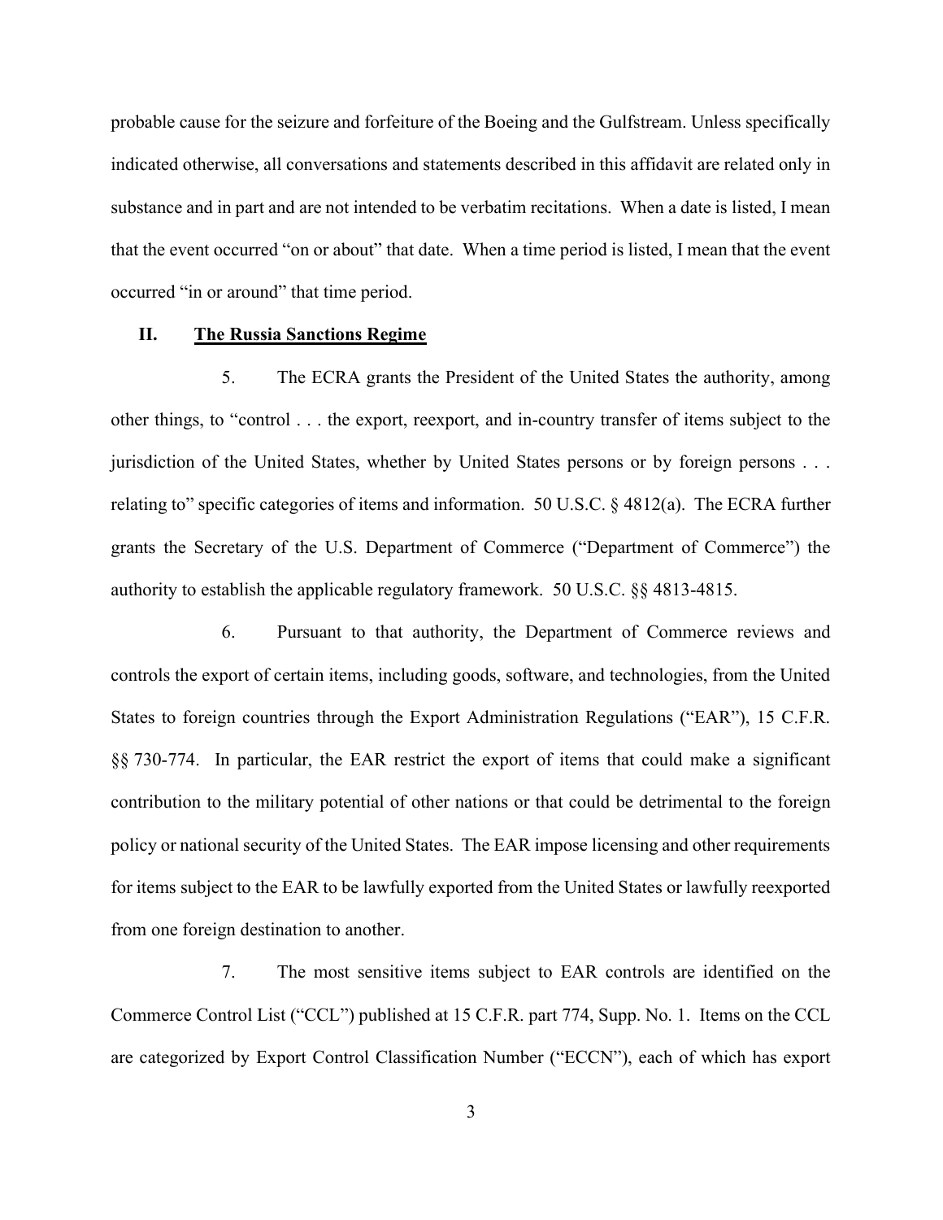probable cause for the seizure and forfeiture of the Boeing and the Gulfstream. Unless specifically indicated otherwise, all conversations and statements described in this affidavit are related only in substance and in part and are not intended to be verbatim recitations. When a date is listed, I mean that the event occurred "on or about" that date. When a time period is listed, I mean that the event occurred "in or around" that time period.

## II. The Russia Sanctions Regime

5. The ECRA grants the President of the United States the authority, among other things, to "control . . . the export, reexport, and in-country transfer of items subject to the jurisdiction of the United States, whether by United States persons or by foreign persons . . . relating to" specific categories of items and information. 50 U.S.C. § 4812(a). The ECRA further grants the Secretary of the U.S. Department of Commerce ("Department of Commerce") the authority to establish the applicable regulatory framework. 50 U.S.C. §§ 4813-4815.

6. Pursuant to that authority, the Department of Commerce reviews and controls the export of certain items, including goods, software, and technologies, from the United States to foreign countries through the Export Administration Regulations ("EAR"), 15 C.F.R. §§ 730-774. In particular, the EAR restrict the export of items that could make a significant contribution to the military potential of other nations or that could be detrimental to the foreign policy or national security of the United States. The EAR impose licensing and other requirements for items subject to the EAR to be lawfully exported from the United States or lawfully reexported from one foreign destination to another.

7. The most sensitive items subject to EAR controls are identified on the Commerce Control List ("CCL") published at 15 C.F.R. part 774, Supp. No. 1. Items on the CCL are categorized by Export Control Classification Number ("ECCN"), each of which has export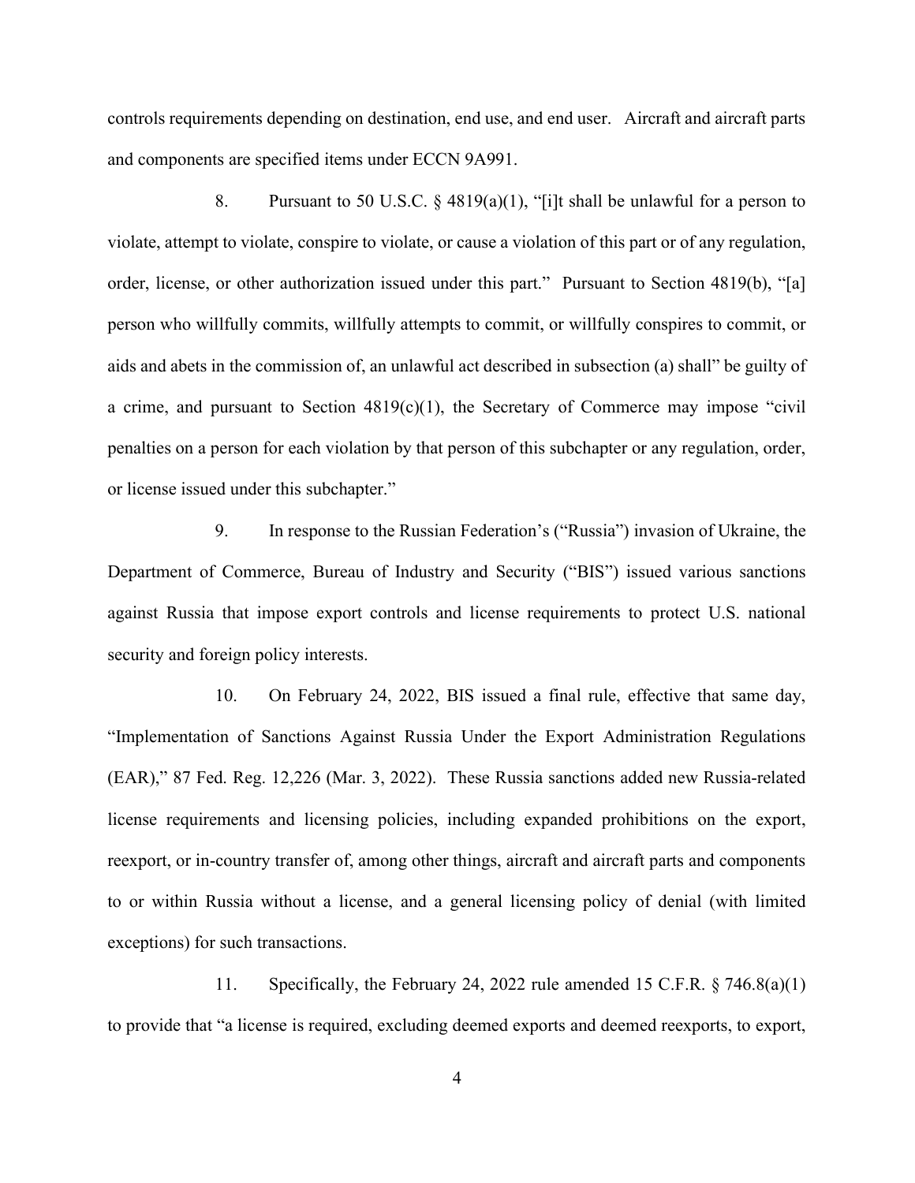controls requirements depending on destination, end use, and end user. Aircraft and aircraft parts and components are specified items under ECCN 9A991.

8. Pursuant to 50 U.S.C. § 4819(a)(1), "[i]t shall be unlawful for a person to violate, attempt to violate, conspire to violate, or cause a violation of this part or of any regulation, order, license, or other authorization issued under this part." Pursuant to Section 4819(b), "[a] person who willfully commits, willfully attempts to commit, or willfully conspires to commit, or aids and abets in the commission of, an unlawful act described in subsection (a) shall" be guilty of a crime, and pursuant to Section 4819(c)(1), the Secretary of Commerce may impose "civil penalties on a person for each violation by that person of this subchapter or any regulation, order, or license issued under this subchapter."

9. In response to the Russian Federation's ("Russia") invasion of Ukraine, the Department of Commerce, Bureau of Industry and Security ("BIS") issued various sanctions against Russia that impose export controls and license requirements to protect U.S. national security and foreign policy interests.

10. On February 24, 2022, BIS issued a final rule, effective that same day, "Implementation of Sanctions Against Russia Under the Export Administration Regulations (EAR)," 87 Fed. Reg. 12,226 (Mar. 3, 2022). These Russia sanctions added new Russia-related license requirements and licensing policies, including expanded prohibitions on the export, reexport, or in-country transfer of, among other things, aircraft and aircraft parts and components to or within Russia without a license, and a general licensing policy of denial (with limited exceptions) for such transactions.

11. Specifically, the February 24, 2022 rule amended 15 C.F.R. § 746.8(a)(1) to provide that "a license is required, excluding deemed exports and deemed reexports, to export,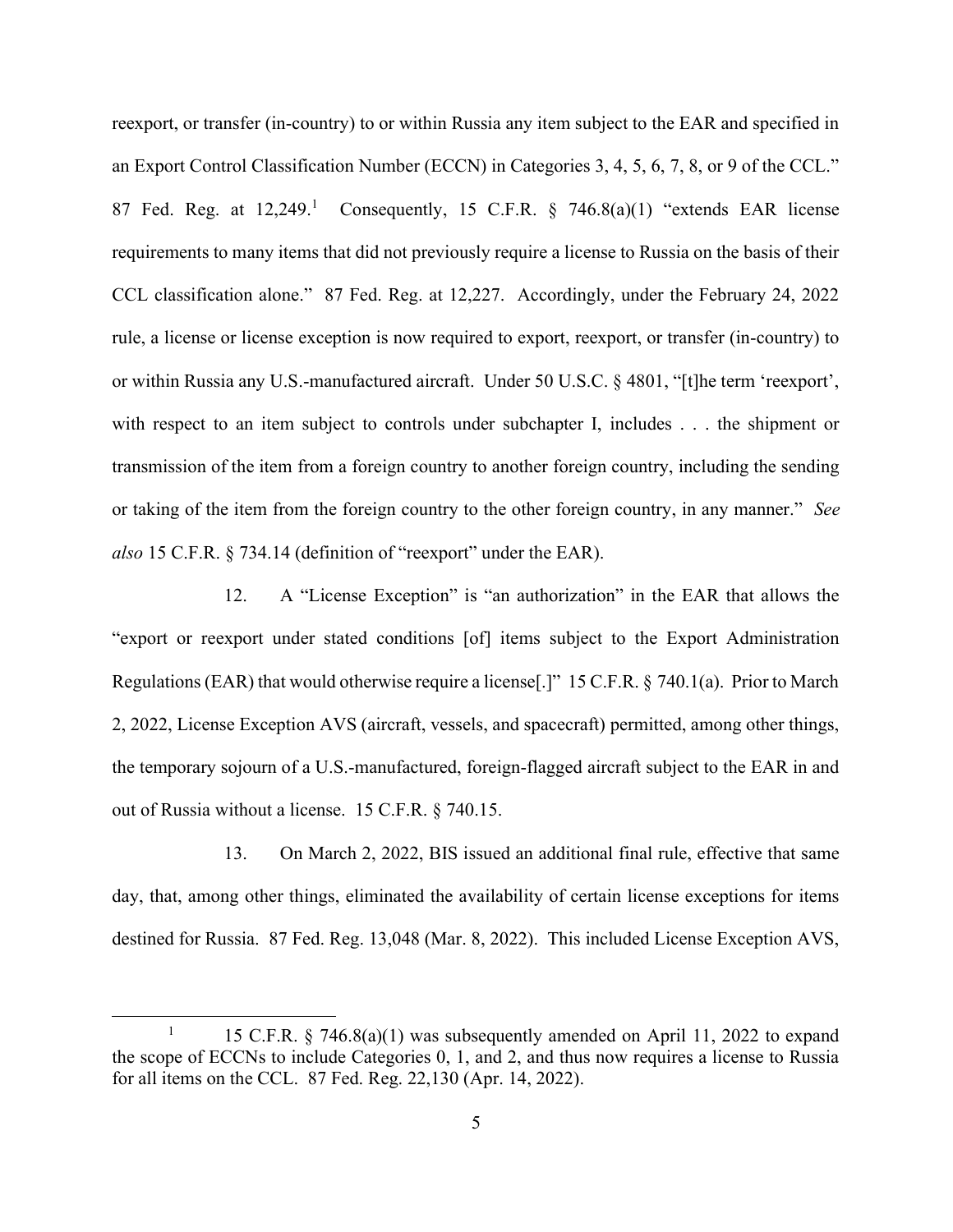reexport, or transfer (in-country) to or within Russia any item subject to the EAR and specified in an Export Control Classification Number (ECCN) in Categories 3, 4, 5, 6, 7, 8, or 9 of the CCL." 87 Fed. Reg. at 12,249.[1] Consequently, 15 C.F.R. § 746.8(a)(1) "extends EAR license requirements to many items that did not previously require a license to Russia on the basis of their CCL classification alone." 87 Fed. Reg. at 12,227. Accordingly, under the February 24, 2022 rule, a license or license exception is now required to export, reexport, or transfer (in-country) to or within Russia any U.S.-manufactured aircraft. Under 50 U.S.C. § 4801, "[t]he term 'reexport', with respect to an item subject to controls under subchapter I, includes . . . the shipment or transmission of the item from a foreign country to another foreign country, including the sending or taking of the item from the foreign country to the other foreign country, in any manner." *See also* 15 C.F.R. § 734.14 (definition of "reexport" under the EAR).

12. A "License Exception" is "an authorization" in the EAR that allows the "export or reexport under stated conditions [of] items subject to the Export Administration Regulations (EAR) that would otherwise require a license[.]" 15 C.F.R. § 740.1(a). Prior to March 2, 2022, License Exception AVS (aircraft, vessels, and spacecraft) permitted, among other things, the temporary sojourn of a U.S.-manufactured, foreign-flagged aircraft subject to the EAR in and out of Russia without a license. 15 C.F.R. § 740.15.

13. On March 2, 2022, BIS issued an additional final rule, effective that same day, that, among other things, eliminated the availability of certain license exceptions for items destined for Russia. 87 Fed. Reg. 13,048 (Mar. 8, 2022). This included License Exception AVS,

---

[1] 15 C.F.R. § 746.8(a)(1) was subsequently amended on April 11, 2022 to expand the scope of ECCNs to include Categories 0, 1, and 2, and thus now requires a license to Russia for all items on the CCL. 87 Fed. Reg. 22,130 (Apr. 14, 2022).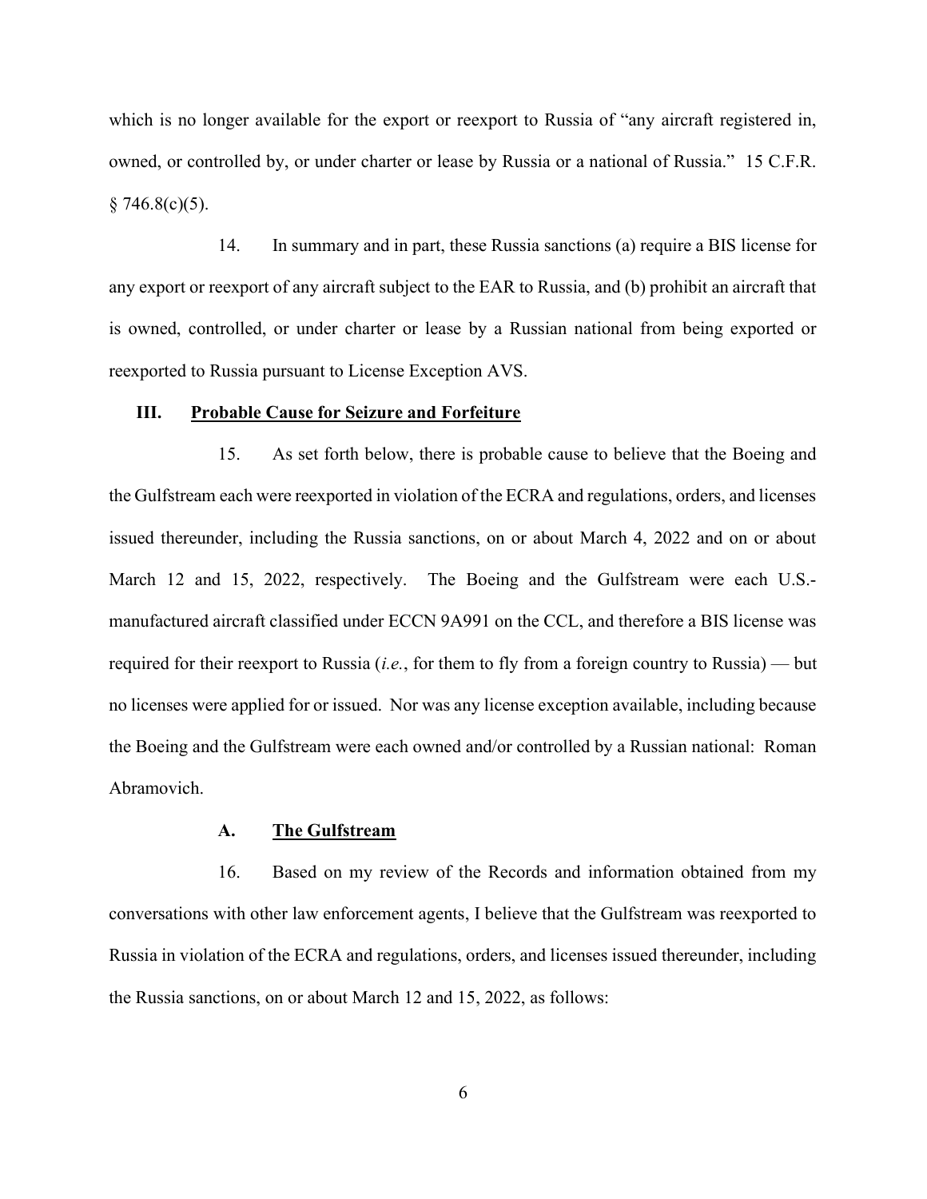which is no longer available for the export or reexport to Russia of "any aircraft registered in, owned, or controlled by, or under charter or lease by Russia or a national of Russia." 15 C.F.R. § 746.8(c)(5).

14. In summary and in part, these Russia sanctions (a) require a BIS license for any export or reexport of any aircraft subject to the EAR to Russia, and (b) prohibit an aircraft that is owned, controlled, or under charter or lease by a Russian national from being exported or reexported to Russia pursuant to License Exception AVS.

## III. Probable Cause for Seizure and Forfeiture

15. As set forth below, there is probable cause to believe that the Boeing and the Gulfstream each were reexported in violation of the ECRA and regulations, orders, and licenses issued thereunder, including the Russia sanctions, on or about March 4, 2022 and on or about March 12 and 15, 2022, respectively. The Boeing and the Gulfstream were each U.S.-manufactured aircraft classified under ECCN 9A991 on the CCL, and therefore a BIS license was required for their reexport to Russia (*i.e.*, for them to fly from a foreign country to Russia) — but no licenses were applied for or issued. Nor was any license exception available, including because the Boeing and the Gulfstream were each owned and/or controlled by a Russian national: Roman Abramovich.

### A. The Gulfstream

16. Based on my review of the Records and information obtained from my conversations with other law enforcement agents, I believe that the Gulfstream was reexported to Russia in violation of the ECRA and regulations, orders, and licenses issued thereunder, including the Russia sanctions, on or about March 12 and 15, 2022, as follows: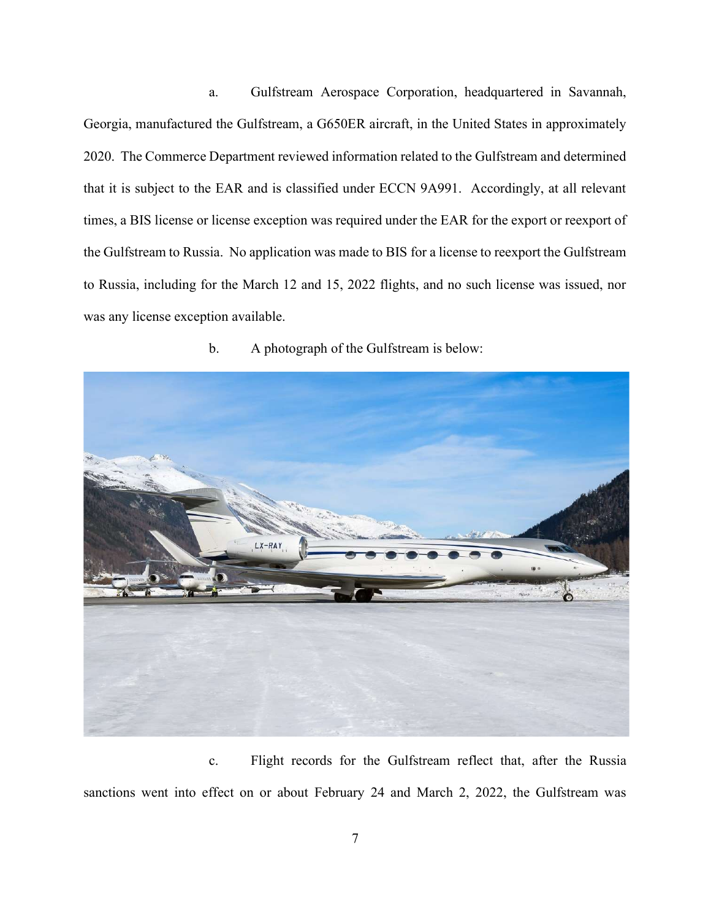a. Gulfstream Aerospace Corporation, headquartered in Savannah, Georgia, manufactured the Gulfstream, a G650ER aircraft, in the United States in approximately 2020. The Commerce Department reviewed information related to the Gulfstream and determined that it is subject to the EAR and is classified under ECCN 9A991. Accordingly, at all relevant times, a BIS license or license exception was required under the EAR for the export or reexport of the Gulfstream to Russia. No application was made to BIS for a license to reexport the Gulfstream to Russia, including for the March 12 and 15, 2022 flights, and no such license was issued, nor was any license exception available.

b. A photograph of the Gulfstream is below:

c. Flight records for the Gulfstream reflect that, after the Russia sanctions went into effect on or about February 24 and March 2, 2022, the Gulfstream was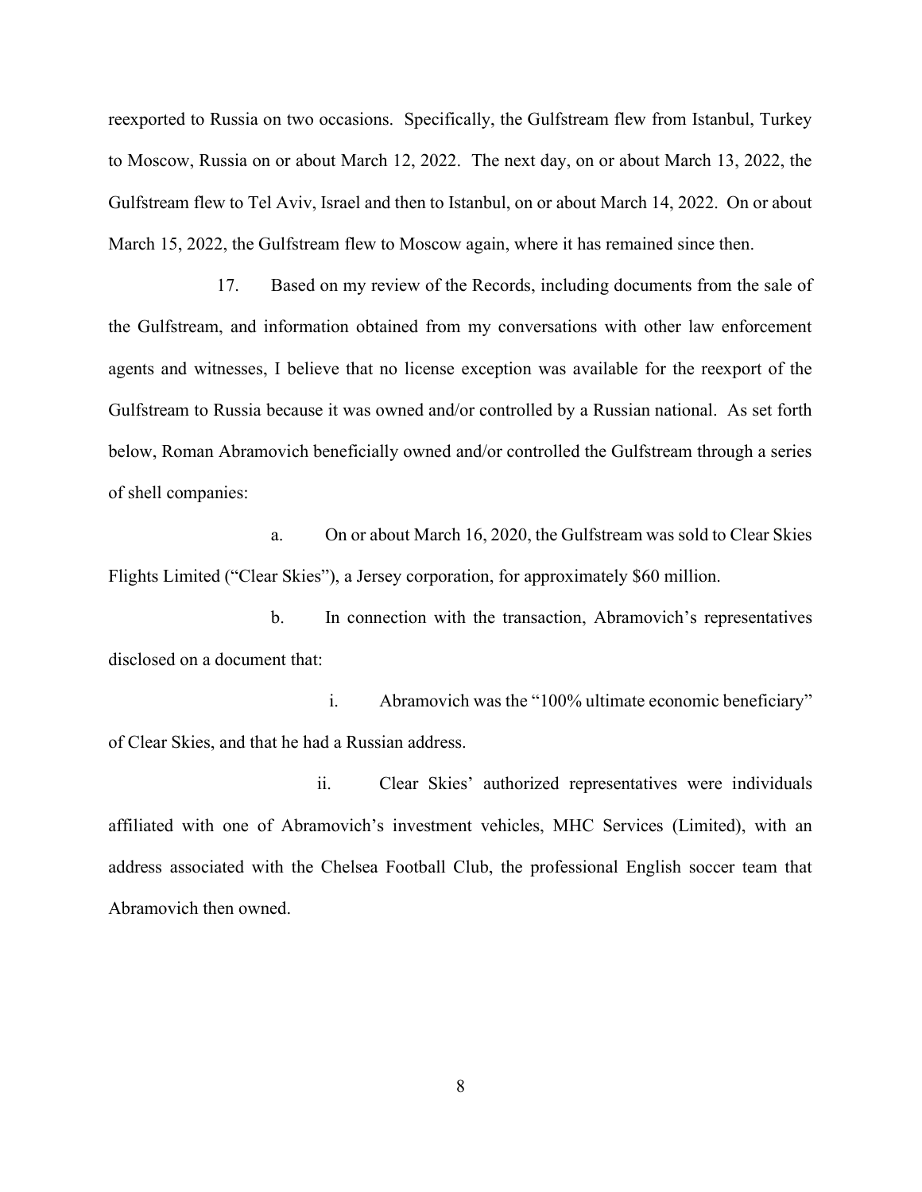reexported to Russia on two occasions. Specifically, the Gulfstream flew from Istanbul, Turkey to Moscow, Russia on or about March 12, 2022. The next day, on or about March 13, 2022, the Gulfstream flew to Tel Aviv, Israel and then to Istanbul, on or about March 14, 2022. On or about March 15, 2022, the Gulfstream flew to Moscow again, where it has remained since then.

17. Based on my review of the Records, including documents from the sale of the Gulfstream, and information obtained from my conversations with other law enforcement agents and witnesses, I believe that no license exception was available for the reexport of the Gulfstream to Russia because it was owned and/or controlled by a Russian national. As set forth below, Roman Abramovich beneficially owned and/or controlled the Gulfstream through a series of shell companies:

a. On or about March 16, 2020, the Gulfstream was sold to Clear Skies Flights Limited ("Clear Skies"), a Jersey corporation, for approximately $60 million.

b. In connection with the transaction, Abramovich's representatives disclosed on a document that:

i. Abramovich was the "100% ultimate economic beneficiary" of Clear Skies, and that he had a Russian address.

ii. Clear Skies' authorized representatives were individuals affiliated with one of Abramovich's investment vehicles, MHC Services (Limited), with an address associated with the Chelsea Football Club, the professional English soccer team that Abramovich then owned.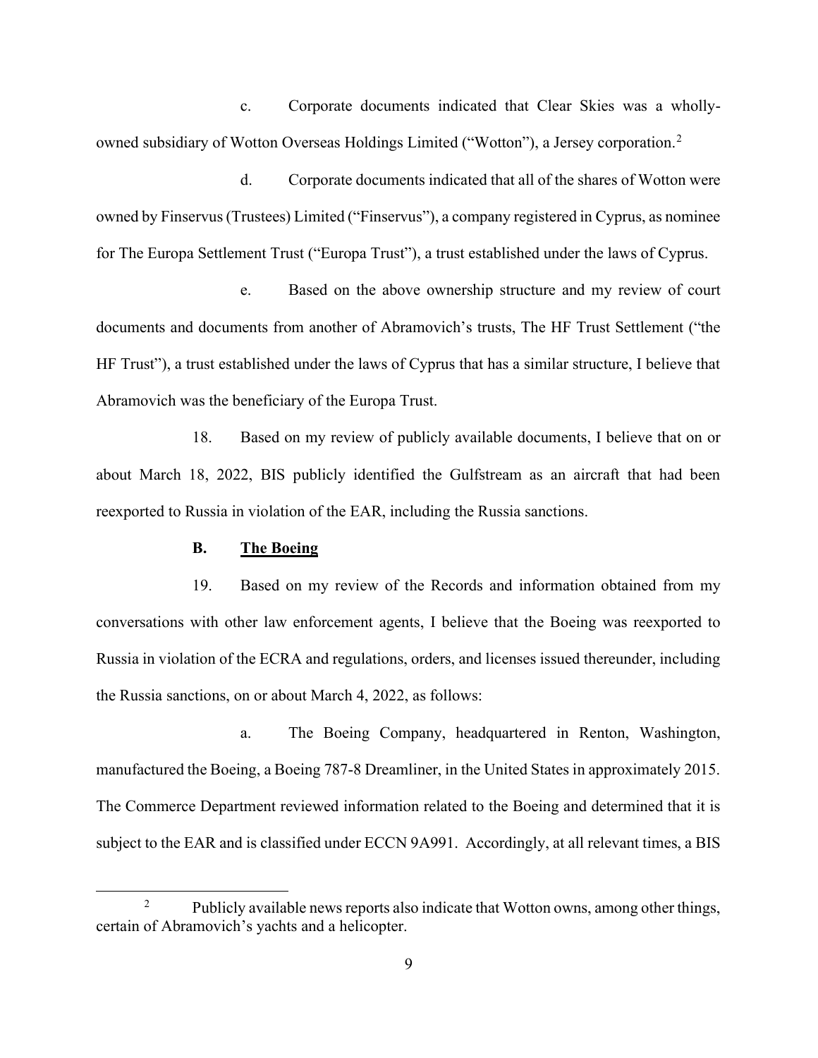c. Corporate documents indicated that Clear Skies was a wholly-owned subsidiary of Wotton Overseas Holdings Limited ("Wotton"), a Jersey corporation.[2]

d. Corporate documents indicated that all of the shares of Wotton were owned by Finservus (Trustees) Limited ("Finservus"), a company registered in Cyprus, as nominee for The Europa Settlement Trust ("Europa Trust"), a trust established under the laws of Cyprus.

e. Based on the above ownership structure and my review of court documents and documents from another of Abramovich's trusts, The HF Trust Settlement ("the HF Trust"), a trust established under the laws of Cyprus that has a similar structure, I believe that Abramovich was the beneficiary of the Europa Trust.

18. Based on my review of publicly available documents, I believe that on or about March 18, 2022, BIS publicly identified the Gulfstream as an aircraft that had been reexported to Russia in violation of the EAR, including the Russia sanctions.

### B. <u>The Boeing</u>

19. Based on my review of the Records and information obtained from my conversations with other law enforcement agents, I believe that the Boeing was reexported to Russia in violation of the ECRA and regulations, orders, and licenses issued thereunder, including the Russia sanctions, on or about March 4, 2022, as follows:

a. The Boeing Company, headquartered in Renton, Washington, manufactured the Boeing, a Boeing 787-8 Dreamliner, in the United States in approximately 2015. The Commerce Department reviewed information related to the Boeing and determined that it is subject to the EAR and is classified under ECCN 9A991. Accordingly, at all relevant times, a BIS

---

[2] Publicly available news reports also indicate that Wotton owns, among other things, certain of Abramovich's yachts and a helicopter.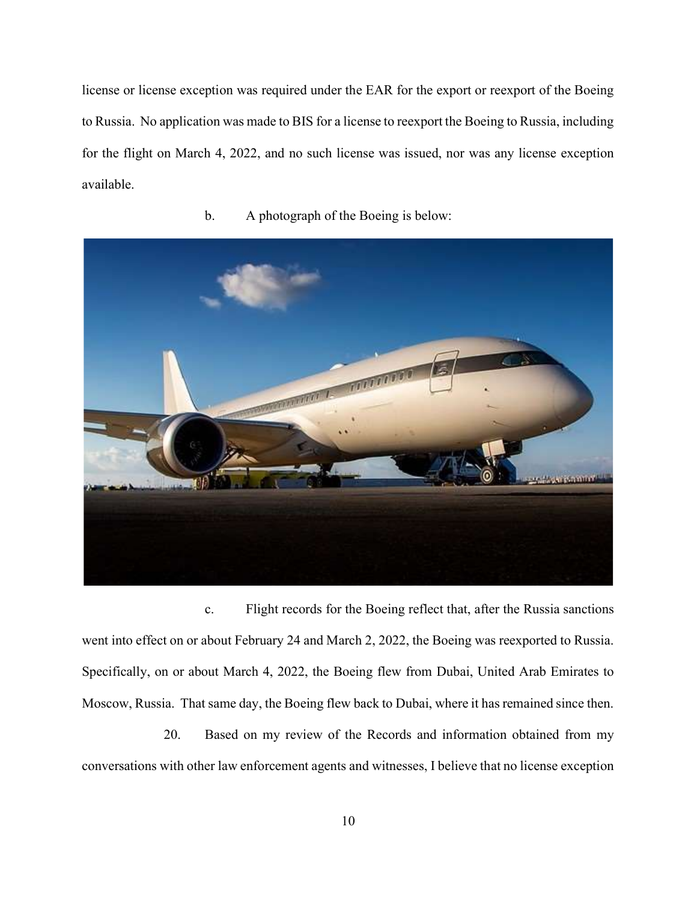license or license exception was required under the EAR for the export or reexport of the Boeing to Russia. No application was made to BIS for a license to reexport the Boeing to Russia, including for the flight on March 4, 2022, and no such license was issued, nor was any license exception available.

b. A photograph of the Boeing is below:

c. Flight records for the Boeing reflect that, after the Russia sanctions went into effect on or about February 24 and March 2, 2022, the Boeing was reexported to Russia. Specifically, on or about March 4, 2022, the Boeing flew from Dubai, United Arab Emirates to Moscow, Russia. That same day, the Boeing flew back to Dubai, where it has remained since then.

20. Based on my review of the Records and information obtained from my conversations with other law enforcement agents and witnesses, I believe that no license exception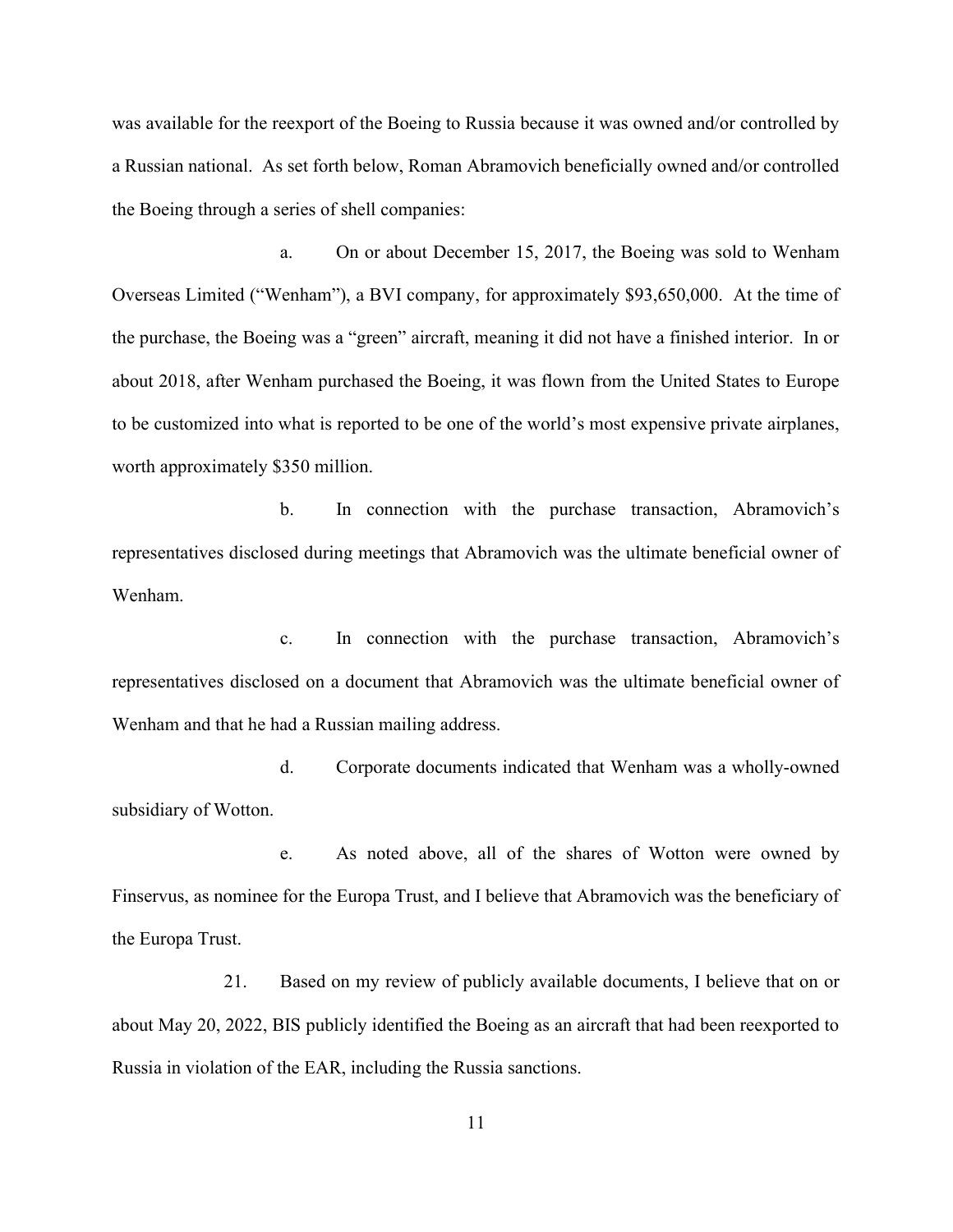was available for the reexport of the Boeing to Russia because it was owned and/or controlled by a Russian national. As set forth below, Roman Abramovich beneficially owned and/or controlled the Boeing through a series of shell companies:

a. On or about December 15, 2017, the Boeing was sold to Wenham Overseas Limited ("Wenham"), a BVI company, for approximately $93,650,000. At the time of the purchase, the Boeing was a "green" aircraft, meaning it did not have a finished interior. In or about 2018, after Wenham purchased the Boeing, it was flown from the United States to Europe to be customized into what is reported to be one of the world's most expensive private airplanes, worth approximately $350 million.

b. In connection with the purchase transaction, Abramovich's representatives disclosed during meetings that Abramovich was the ultimate beneficial owner of Wenham.

c. In connection with the purchase transaction, Abramovich's representatives disclosed on a document that Abramovich was the ultimate beneficial owner of Wenham and that he had a Russian mailing address.

d. Corporate documents indicated that Wenham was a wholly-owned subsidiary of Wotton.

e. As noted above, all of the shares of Wotton were owned by Finservus, as nominee for the Europa Trust, and I believe that Abramovich was the beneficiary of the Europa Trust.

21. Based on my review of publicly available documents, I believe that on or about May 20, 2022, BIS publicly identified the Boeing as an aircraft that had been reexported to Russia in violation of the EAR, including the Russia sanctions.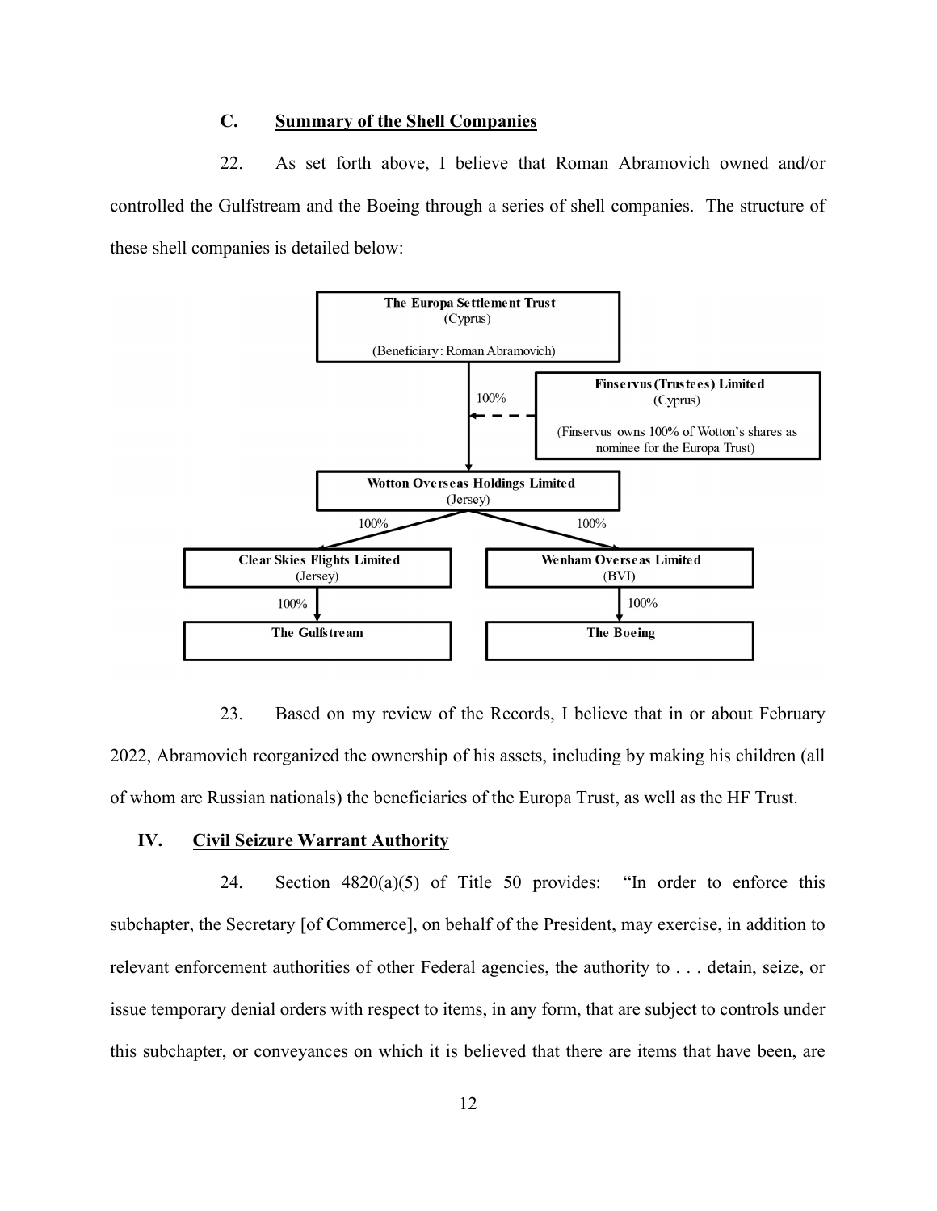### C. Summary of the Shell Companies

22. As set forth above, I believe that Roman Abramovich owned and/or controlled the Gulfstream and the Boeing through a series of shell companies. The structure of these shell companies is detailed below:

**The Europa Settlement Trust**
(Cyprus)
(Beneficiary: Roman Abramovich)

↓ 100%

**Finservus (Trustees) Limited**
(Cyprus)
(Finservus owns 100% of Wotton's shares as nominee for the Europa Trust)

**Wotton Overseas Holdings Limited**
(Jersey)

- 100% → **Clear Skies Flights Limited** (Jersey)
  - 100% → **The Gulfstream**
- 100% → **Wenham Overseas Limited** (BVI)
  - 100% → **The Boeing**

23. Based on my review of the Records, I believe that in or about February 2022, Abramovich reorganized the ownership of his assets, including by making his children (all of whom are Russian nationals) the beneficiaries of the Europa Trust, as well as the HF Trust.

## IV. Civil Seizure Warrant Authority

24. Section 4820(a)(5) of Title 50 provides: "In order to enforce this subchapter, the Secretary [of Commerce], on behalf of the President, may exercise, in addition to relevant enforcement authorities of other Federal agencies, the authority to . . . detain, seize, or issue temporary denial orders with respect to items, in any form, that are subject to controls under this subchapter, or conveyances on which it is believed that there are items that have been, are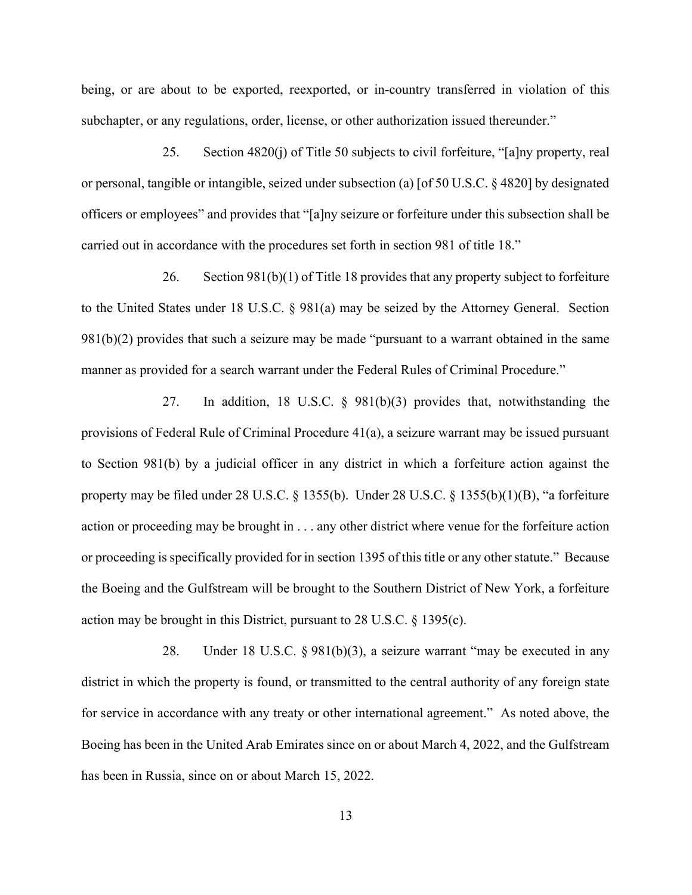being, or are about to be exported, reexported, or in-country transferred in violation of this subchapter, or any regulations, order, license, or other authorization issued thereunder."

25. Section 4820(j) of Title 50 subjects to civil forfeiture, "[a]ny property, real or personal, tangible or intangible, seized under subsection (a) [of 50 U.S.C. § 4820] by designated officers or employees" and provides that "[a]ny seizure or forfeiture under this subsection shall be carried out in accordance with the procedures set forth in section 981 of title 18."

26. Section 981(b)(1) of Title 18 provides that any property subject to forfeiture to the United States under 18 U.S.C. § 981(a) may be seized by the Attorney General. Section 981(b)(2) provides that such a seizure may be made "pursuant to a warrant obtained in the same manner as provided for a search warrant under the Federal Rules of Criminal Procedure."

27. In addition, 18 U.S.C. § 981(b)(3) provides that, notwithstanding the provisions of Federal Rule of Criminal Procedure 41(a), a seizure warrant may be issued pursuant to Section 981(b) by a judicial officer in any district in which a forfeiture action against the property may be filed under 28 U.S.C. § 1355(b). Under 28 U.S.C. § 1355(b)(1)(B), "a forfeiture action or proceeding may be brought in . . . any other district where venue for the forfeiture action or proceeding is specifically provided for in section 1395 of this title or any other statute." Because the Boeing and the Gulfstream will be brought to the Southern District of New York, a forfeiture action may be brought in this District, pursuant to 28 U.S.C. § 1395(c).

28. Under 18 U.S.C. § 981(b)(3), a seizure warrant "may be executed in any district in which the property is found, or transmitted to the central authority of any foreign state for service in accordance with any treaty or other international agreement." As noted above, the Boeing has been in the United Arab Emirates since on or about March 4, 2022, and the Gulfstream has been in Russia, since on or about March 15, 2022.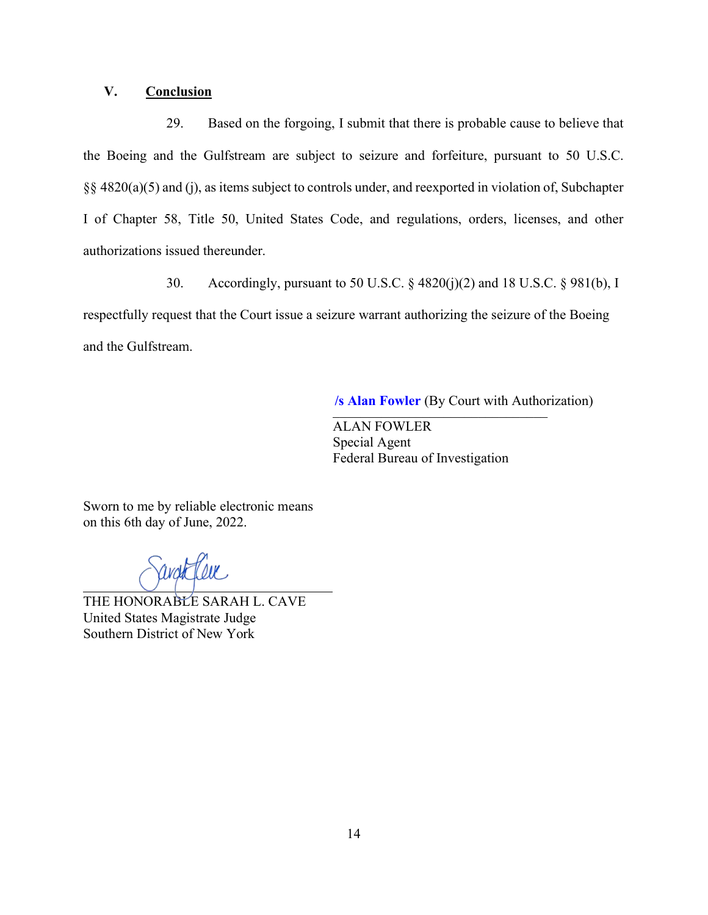## V. Conclusion

29. Based on the forgoing, I submit that there is probable cause to believe that the Boeing and the Gulfstream are subject to seizure and forfeiture, pursuant to 50 U.S.C. §§ 4820(a)(5) and (j), as items subject to controls under, and reexported in violation of, Subchapter I of Chapter 58, Title 50, United States Code, and regulations, orders, licenses, and other authorizations issued thereunder.

30. Accordingly, pursuant to 50 U.S.C. § 4820(j)(2) and 18 U.S.C. § 981(b), I respectfully request that the Court issue a seizure warrant authorizing the seizure of the Boeing and the Gulfstream.

/s Alan Fowler (By Court with Authorization)

ALAN FOWLER
Special Agent
Federal Bureau of Investigation

Sworn to me by reliable electronic means
on this 6th day of June, 2022.

THE HONORABLE SARAH L. CAVE
United States Magistrate Judge
Southern District of New York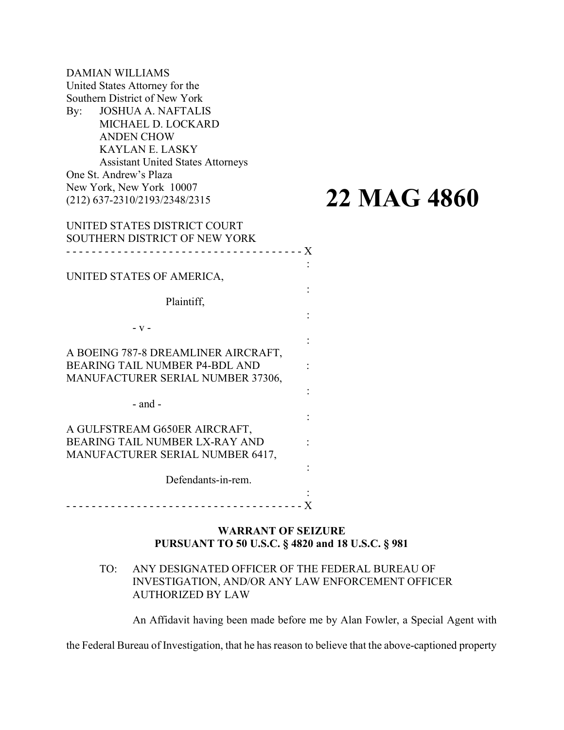DAMIAN WILLIAMS
United States Attorney for the
Southern District of New York
By: JOSHUA A. NAFTALIS
MICHAEL D. LOCKARD
ANDEN CHOW
KAYLAN E. LASKY
Assistant United States Attorneys
One St. Andrew's Plaza
New York, New York 10007
(212) 637-2310/2193/2348/2315

**22 MAG 4860**

UNITED STATES DISTRICT COURT
SOUTHERN DISTRICT OF NEW YORK

UNITED STATES OF AMERICA,

Plaintiff,

\- v -

A BOEING 787-8 DREAMLINER AIRCRAFT, BEARING TAIL NUMBER P4-BDL AND MANUFACTURER SERIAL NUMBER 37306,

\- and -

A GULFSTREAM G650ER AIRCRAFT, BEARING TAIL NUMBER LX-RAY AND MANUFACTURER SERIAL NUMBER 6417,

Defendants-in-rem.

**WARRANT OF SEIZURE PURSUANT TO 50 U.S.C. § 4820 and 18 U.S.C. § 981**

TO: ANY DESIGNATED OFFICER OF THE FEDERAL BUREAU OF INVESTIGATION, AND/OR ANY LAW ENFORCEMENT OFFICER AUTHORIZED BY LAW

An Affidavit having been made before me by Alan Fowler, a Special Agent with the Federal Bureau of Investigation, that he has reason to believe that the above-captioned property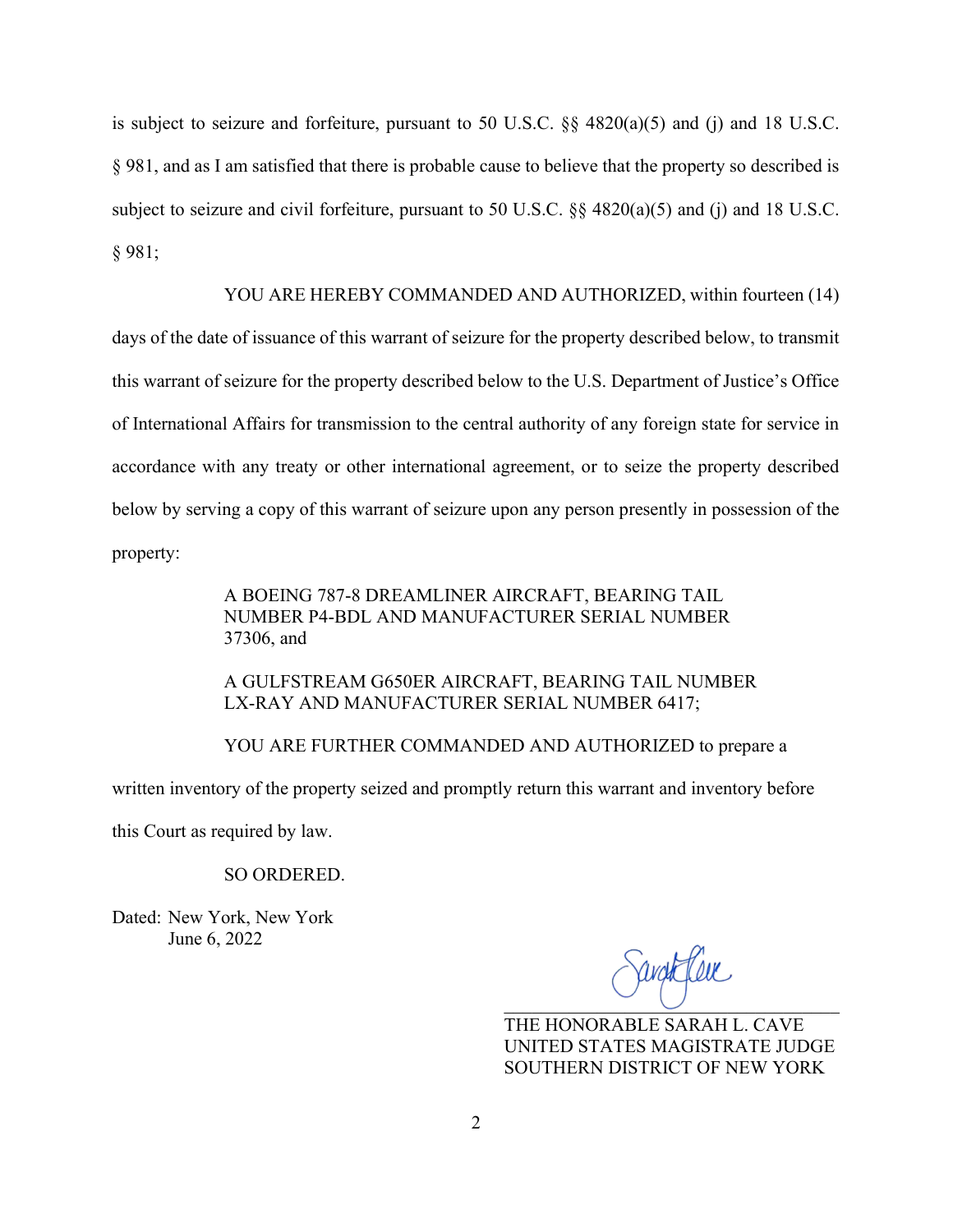is subject to seizure and forfeiture, pursuant to 50 U.S.C. §§ 4820(a)(5) and (j) and 18 U.S.C. § 981, and as I am satisfied that there is probable cause to believe that the property so described is subject to seizure and civil forfeiture, pursuant to 50 U.S.C. §§ 4820(a)(5) and (j) and 18 U.S.C. § 981;

YOU ARE HEREBY COMMANDED AND AUTHORIZED, within fourteen (14) days of the date of issuance of this warrant of seizure for the property described below, to transmit this warrant of seizure for the property described below to the U.S. Department of Justice's Office of International Affairs for transmission to the central authority of any foreign state for service in accordance with any treaty or other international agreement, or to seize the property described below by serving a copy of this warrant of seizure upon any person presently in possession of the property:

> A BOEING 787-8 DREAMLINER AIRCRAFT, BEARING TAIL NUMBER P4-BDL AND MANUFACTURER SERIAL NUMBER 37306, and
>
> A GULFSTREAM G650ER AIRCRAFT, BEARING TAIL NUMBER LX-RAY AND MANUFACTURER SERIAL NUMBER 6417;

YOU ARE FURTHER COMMANDED AND AUTHORIZED to prepare a written inventory of the property seized and promptly return this warrant and inventory before this Court as required by law.

SO ORDERED.

Dated: New York, New York
June 6, 2022

THE HONORABLE SARAH L. CAVE
UNITED STATES MAGISTRATE JUDGE
SOUTHERN DISTRICT OF NEW YORK